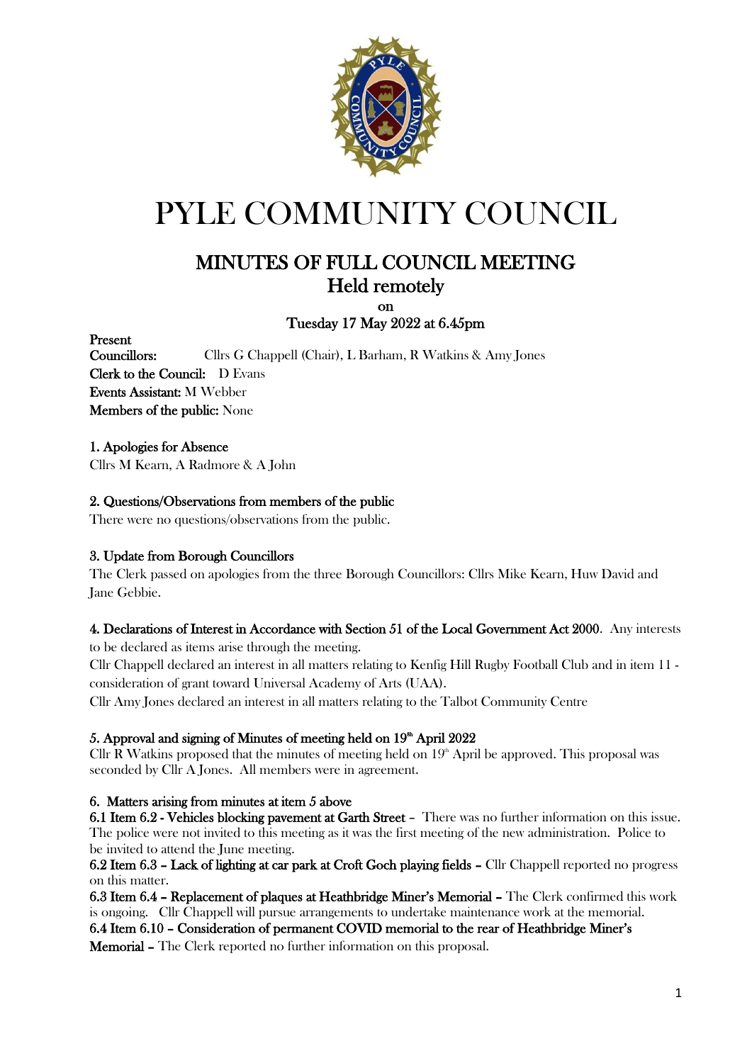# PYLE COMMUNITY COUNCIL

## MINUTES OF FULL COUNCIL MEETING
## Held remotely
on
**Tuesday 17 May 2022 at 6.45pm**

**Present**
**Councillors:** Cllrs G Chappell (Chair), L Barham, R Watkins & Amy Jones
**Clerk to the Council:** D Evans
**Events Assistant:** M Webber
**Members of the public:** None

**1. Apologies for Absence**
Cllrs M Kearn, A Radmore & A John

**2. Questions/Observations from members of the public**
There were no questions/observations from the public.

**3. Update from Borough Councillors**
The Clerk passed on apologies from the three Borough Councillors: Cllrs Mike Kearn, Huw David and Jane Gebbie.

**4. Declarations of Interest in Accordance with Section 51 of the Local Government Act 2000**. Any interests to be declared as items arise through the meeting.
Cllr Chappell declared an interest in all matters relating to Kenfig Hill Rugby Football Club and in item 11 - consideration of grant toward Universal Academy of Arts (UAA).
Cllr Amy Jones declared an interest in all matters relating to the Talbot Community Centre

**5. Approval and signing of Minutes of meeting held on 19th April 2022**
Cllr R Watkins proposed that the minutes of meeting held on 19th April be approved. This proposal was seconded by Cllr A Jones. All members were in agreement.

**6. Matters arising from minutes at item 5 above**
**6.1 Item 6.2 - Vehicles blocking pavement at Garth Street** – There was no further information on this issue. The police were not invited to this meeting as it was the first meeting of the new administration. Police to be invited to attend the June meeting.
**6.2 Item 6.3 – Lack of lighting at car park at Croft Goch playing fields** – Cllr Chappell reported no progress on this matter.
**6.3 Item 6.4 – Replacement of plaques at Heathbridge Miner's Memorial** – The Clerk confirmed this work is ongoing. Cllr Chappell will pursue arrangements to undertake maintenance work at the memorial.
**6.4 Item 6.10 – Consideration of permanent COVID memorial to the rear of Heathbridge Miner's Memorial** – The Clerk reported no further information on this proposal.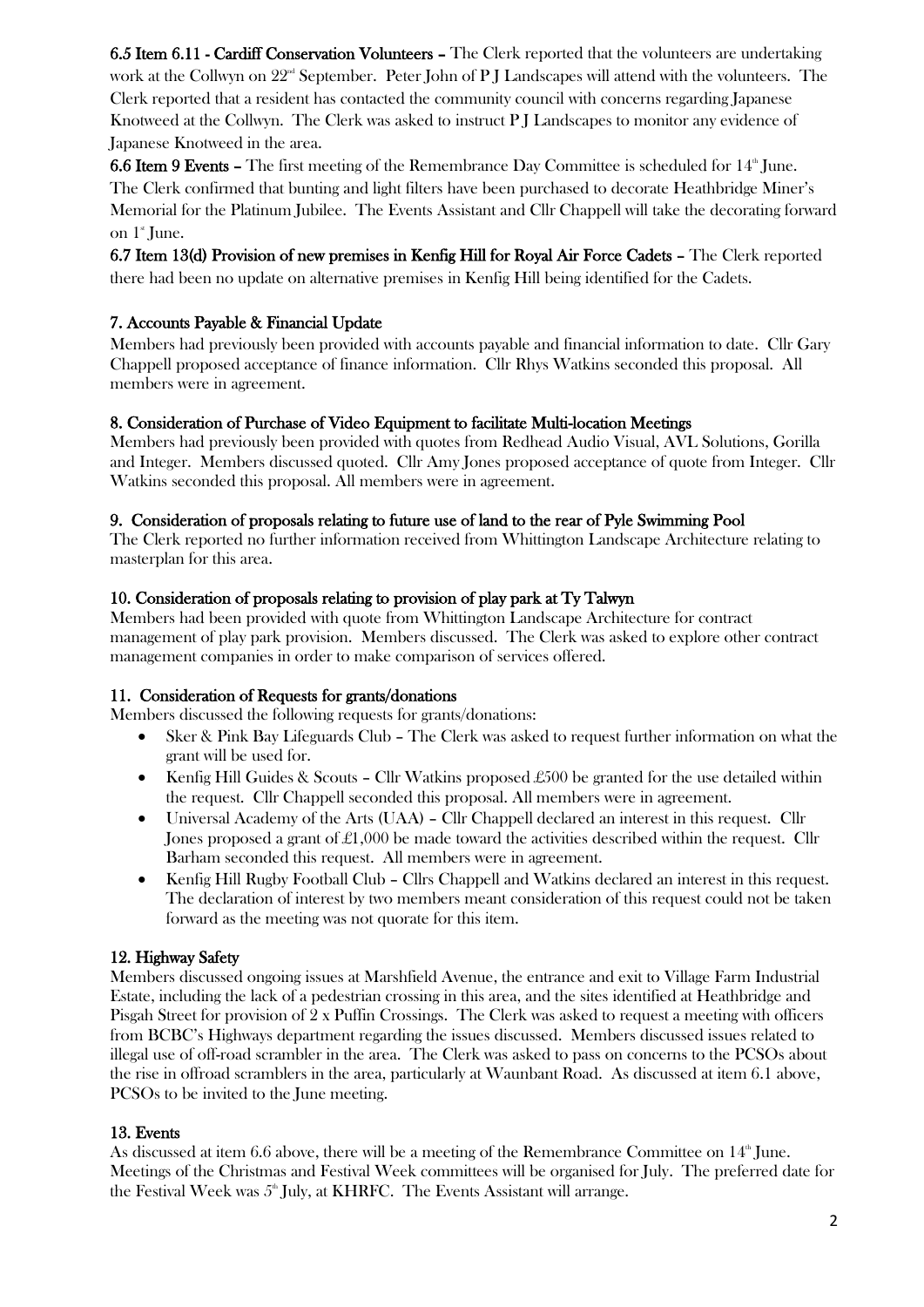**6.5 Item 6.11 - Cardiff Conservation Volunteers –** The Clerk reported that the volunteers are undertaking work at the Collwyn on 22nd September. Peter John of P J Landscapes will attend with the volunteers. The Clerk reported that a resident has contacted the community council with concerns regarding Japanese Knotweed at the Collwyn. The Clerk was asked to instruct P J Landscapes to monitor any evidence of Japanese Knotweed in the area.

**6.6 Item 9 Events –** The first meeting of the Remembrance Day Committee is scheduled for 14th June. The Clerk confirmed that bunting and light filters have been purchased to decorate Heathbridge Miner's Memorial for the Platinum Jubilee. The Events Assistant and Cllr Chappell will take the decorating forward on 1st June.

**6.7 Item 13(d) Provision of new premises in Kenfig Hill for Royal Air Force Cadets –** The Clerk reported there had been no update on alternative premises in Kenfig Hill being identified for the Cadets.

## 7. Accounts Payable & Financial Update

Members had previously been provided with accounts payable and financial information to date. Cllr Gary Chappell proposed acceptance of finance information. Cllr Rhys Watkins seconded this proposal. All members were in agreement.

## 8. Consideration of Purchase of Video Equipment to facilitate Multi-location Meetings

Members had previously been provided with quotes from Redhead Audio Visual, AVL Solutions, Gorilla and Integer. Members discussed quoted. Cllr Amy Jones proposed acceptance of quote from Integer. Cllr Watkins seconded this proposal. All members were in agreement.

## 9. Consideration of proposals relating to future use of land to the rear of Pyle Swimming Pool

The Clerk reported no further information received from Whittington Landscape Architecture relating to masterplan for this area.

## 10. Consideration of proposals relating to provision of play park at Ty Talwyn

Members had been provided with quote from Whittington Landscape Architecture for contract management of play park provision. Members discussed. The Clerk was asked to explore other contract management companies in order to make comparison of services offered.

## 11. Consideration of Requests for grants/donations

Members discussed the following requests for grants/donations:

- Sker & Pink Bay Lifeguards Club – The Clerk was asked to request further information on what the grant will be used for.
- Kenfig Hill Guides & Scouts – Cllr Watkins proposed £500 be granted for the use detailed within the request. Cllr Chappell seconded this proposal. All members were in agreement.
- Universal Academy of the Arts (UAA) – Cllr Chappell declared an interest in this request. Cllr Jones proposed a grant of £1,000 be made toward the activities described within the request. Cllr Barham seconded this request. All members were in agreement.
- Kenfig Hill Rugby Football Club – Cllrs Chappell and Watkins declared an interest in this request. The declaration of interest by two members meant consideration of this request could not be taken forward as the meeting was not quorate for this item.

## 12. Highway Safety

Members discussed ongoing issues at Marshfield Avenue, the entrance and exit to Village Farm Industrial Estate, including the lack of a pedestrian crossing in this area, and the sites identified at Heathbridge and Pisgah Street for provision of 2 x Puffin Crossings. The Clerk was asked to request a meeting with officers from BCBC's Highways department regarding the issues discussed. Members discussed issues related to illegal use of off-road scrambler in the area. The Clerk was asked to pass on concerns to the PCSOs about the rise in offroad scramblers in the area, particularly at Waunbant Road. As discussed at item 6.1 above, PCSOs to be invited to the June meeting.

## 13. Events

As discussed at item 6.6 above, there will be a meeting of the Remembrance Committee on 14th June. Meetings of the Christmas and Festival Week committees will be organised for July. The preferred date for the Festival Week was 5th July, at KHRFC. The Events Assistant will arrange.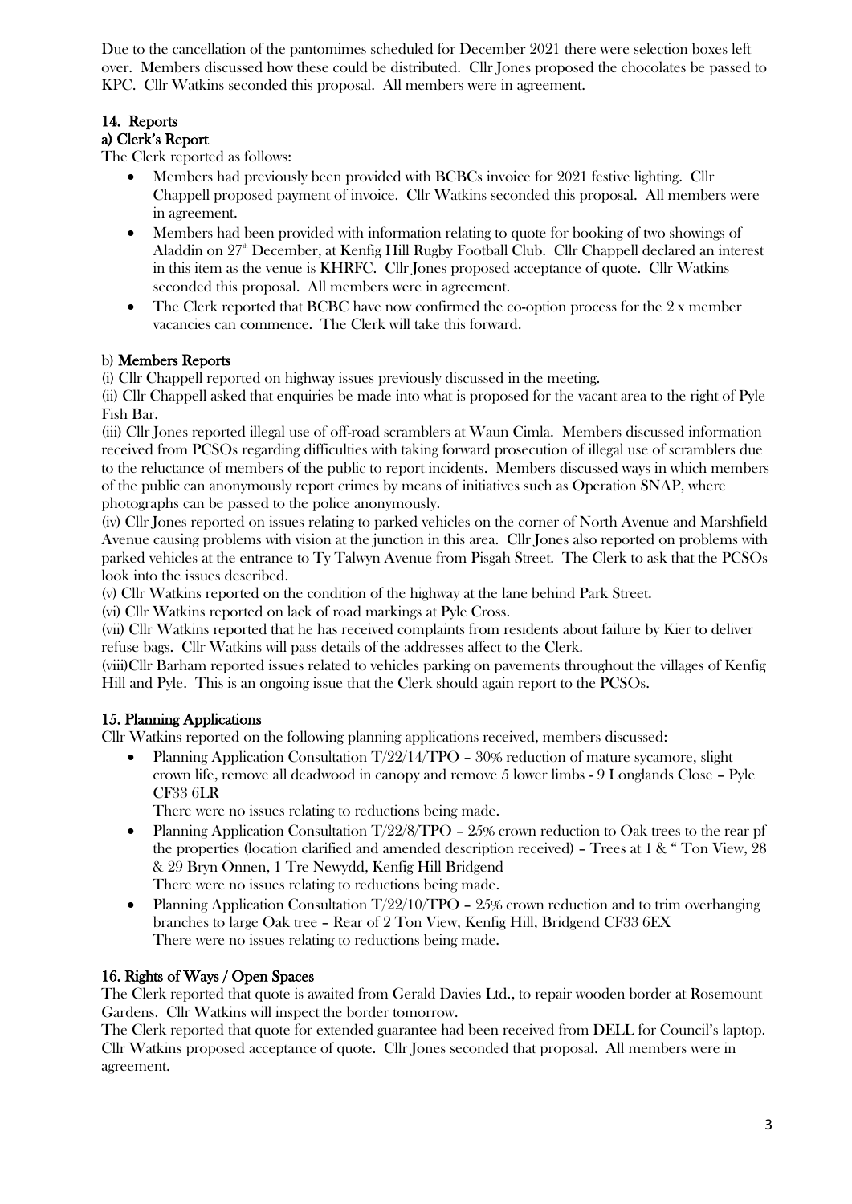Due to the cancellation of the pantomimes scheduled for December 2021 there were selection boxes left over. Members discussed how these could be distributed. Cllr Jones proposed the chocolates be passed to KPC. Cllr Watkins seconded this proposal. All members were in agreement.

## 14. Reports

### a) Clerk's Report

The Clerk reported as follows:

- Members had previously been provided with BCBCs invoice for 2021 festive lighting. Cllr Chappell proposed payment of invoice. Cllr Watkins seconded this proposal. All members were in agreement.
- Members had been provided with information relating to quote for booking of two showings of Aladdin on 27th December, at Kenfig Hill Rugby Football Club. Cllr Chappell declared an interest in this item as the venue is KHRFC. Cllr Jones proposed acceptance of quote. Cllr Watkins seconded this proposal. All members were in agreement.
- The Clerk reported that BCBC have now confirmed the co-option process for the 2 x member vacancies can commence. The Clerk will take this forward.

### b) Members Reports

(i) Cllr Chappell reported on highway issues previously discussed in the meeting.

(ii) Cllr Chappell asked that enquiries be made into what is proposed for the vacant area to the right of Pyle Fish Bar.

(iii) Cllr Jones reported illegal use of off-road scramblers at Waun Cimla. Members discussed information received from PCSOs regarding difficulties with taking forward prosecution of illegal use of scramblers due to the reluctance of members of the public to report incidents. Members discussed ways in which members of the public can anonymously report crimes by means of initiatives such as Operation SNAP, where photographs can be passed to the police anonymously.

(iv) Cllr Jones reported on issues relating to parked vehicles on the corner of North Avenue and Marshfield Avenue causing problems with vision at the junction in this area. Cllr Jones also reported on problems with parked vehicles at the entrance to Ty Talwyn Avenue from Pisgah Street. The Clerk to ask that the PCSOs look into the issues described.

(v) Cllr Watkins reported on the condition of the highway at the lane behind Park Street.

(vi) Cllr Watkins reported on lack of road markings at Pyle Cross.

(vii) Cllr Watkins reported that he has received complaints from residents about failure by Kier to deliver refuse bags. Cllr Watkins will pass details of the addresses affect to the Clerk.

(viii)Cllr Barham reported issues related to vehicles parking on pavements throughout the villages of Kenfig Hill and Pyle. This is an ongoing issue that the Clerk should again report to the PCSOs.

## 15. Planning Applications

Cllr Watkins reported on the following planning applications received, members discussed:

- Planning Application Consultation T/22/14/TPO – 30% reduction of mature sycamore, slight crown life, remove all deadwood in canopy and remove 5 lower limbs - 9 Longlands Close – Pyle CF33 6LR

  There were no issues relating to reductions being made.
- Planning Application Consultation T/22/8/TPO – 25% crown reduction to Oak trees to the rear pf the properties (location clarified and amended description received) – Trees at 1 & " Ton View, 28 & 29 Bryn Onnen, 1 Tre Newydd, Kenfig Hill Bridgend

  There were no issues relating to reductions being made.
- Planning Application T/22/10/TPO – 25% crown reduction and to trim overhanging branches to large Oak tree – Rear of 2 Ton View, Kenfig Hill, Bridgend CF33 6EX

  There were no issues relating to reductions being made.

## 16. Rights of Ways / Open Spaces

The Clerk reported that quote is awaited from Gerald Davies Ltd., to repair wooden border at Rosemount Gardens. Cllr Watkins will inspect the border tomorrow.

The Clerk reported that quote for extended guarantee had been received from DELL for Council's laptop. Cllr Watkins proposed acceptance of quote. Cllr Jones seconded that proposal. All members were in agreement.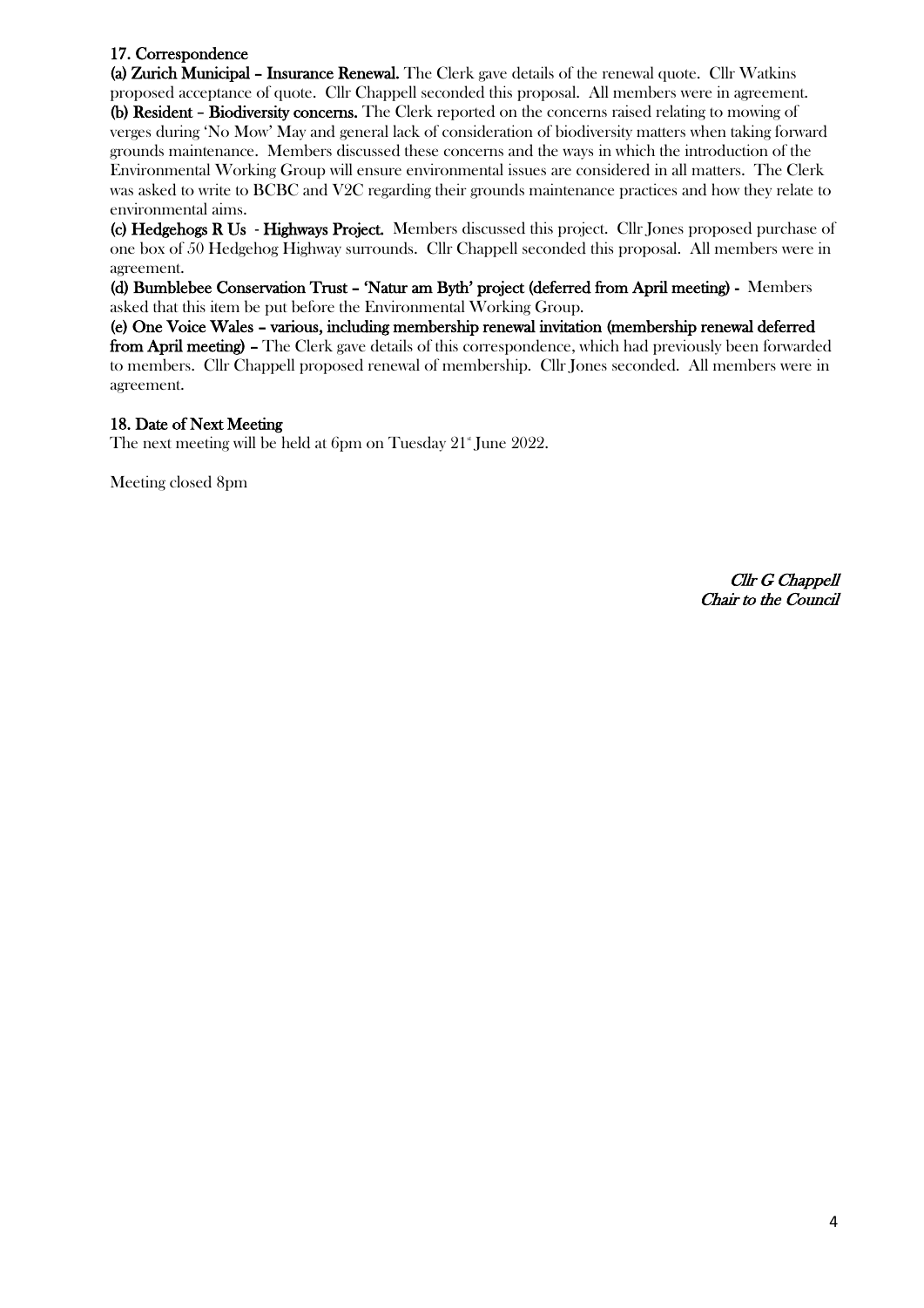## 17. Correspondence

**(a) Zurich Municipal – Insurance Renewal.** The Clerk gave details of the renewal quote. Cllr Watkins proposed acceptance of quote. Cllr Chappell seconded this proposal. All members were in agreement.

**(b) Resident – Biodiversity concerns.** The Clerk reported on the concerns raised relating to mowing of verges during 'No Mow' May and general lack of consideration of biodiversity matters when taking forward grounds maintenance. Members discussed these concerns and the ways in which the introduction of the Environmental Working Group will ensure environmental issues are considered in all matters. The Clerk was asked to write to BCBC and V2C regarding their grounds maintenance practices and how they relate to environmental aims.

**(c) Hedgehogs R Us - Highways Project.** Members discussed this project. Cllr Jones proposed purchase of one box of 50 Hedgehog Highway surrounds. Cllr Chappell seconded this proposal. All members were in agreement.

**(d) Bumblebee Conservation Trust – 'Natur am Byth' project (deferred from April meeting) -** Members asked that this item be put before the Environmental Working Group.

**(e) One Voice Wales – various, including membership renewal invitation (membership renewal deferred from April meeting) –** The Clerk gave details of this correspondence, which had previously been forwarded to members. Cllr Chappell proposed renewal of membership. Cllr Jones seconded. All members were in agreement.

## 18. Date of Next Meeting

The next meeting will be held at 6pm on Tuesday 21st June 2022.

Meeting closed 8pm

*Cllr G Chappell*
*Chair to the Council*